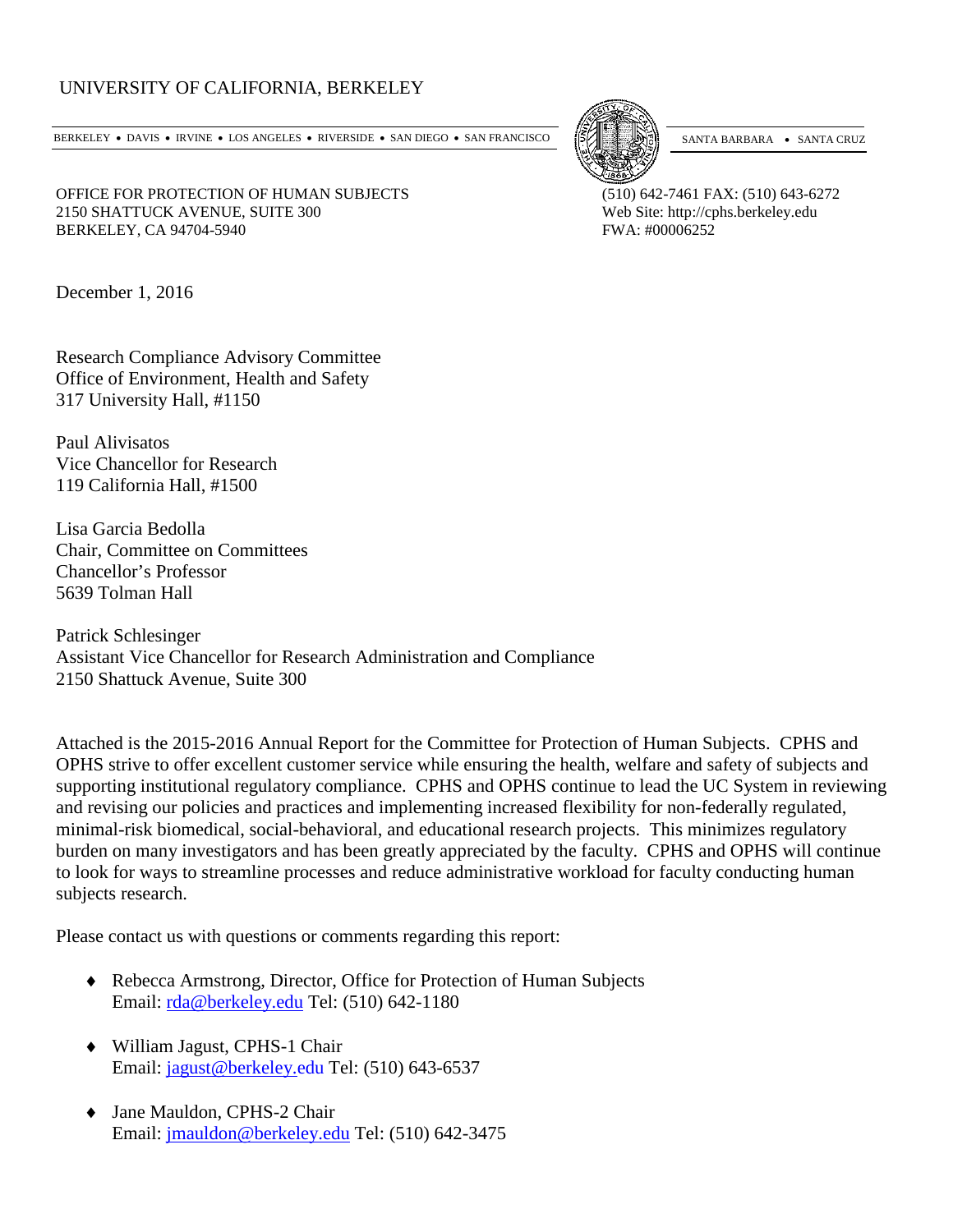UNIVERSITY OF CALIFORNIA, BERKELEY

BERKELEY • DAVIS • IRVINE • LOS ANGELES • RIVERSIDE • SAN DIEGO • SAN FRANCISCO SANTA BARBARA • SANTA CRUZ

OFFICE FOR PROTECTION OF HUMAN SUBJECTS
2150 SHATTUCK AVENUE, SUITE 300
BERKELEY, CA 94704-5940

(510) 642-7461 FAX: (510) 643-6272
Web Site: http://cphs.berkeley.edu
FWA: #00006252

December 1, 2016

Research Compliance Advisory Committee
Office of Environment, Health and Safety
317 University Hall, #1150

Paul Alivisatos
Vice Chancellor for Research
119 California Hall, #1500

Lisa Garcia Bedolla
Chair, Committee on Committees
Chancellor's Professor
5639 Tolman Hall

Patrick Schlesinger
Assistant Vice Chancellor for Research Administration and Compliance
2150 Shattuck Avenue, Suite 300

Attached is the 2015-2016 Annual Report for the Committee for Protection of Human Subjects. CPHS and OPHS strive to offer excellent customer service while ensuring the health, welfare and safety of subjects and supporting institutional regulatory compliance. CPHS and OPHS continue to lead the UC System in reviewing and revising our policies and practices and implementing increased flexibility for non-federally regulated, minimal-risk biomedical, social-behavioral, and educational research projects. This minimizes regulatory burden on many investigators and has been greatly appreciated by the faculty. CPHS and OPHS will continue to look for ways to streamline processes and reduce administrative workload for faculty conducting human subjects research.

Please contact us with questions or comments regarding this report:

- Rebecca Armstrong, Director, Office for Protection of Human Subjects
  Email: rda@berkeley.edu Tel: (510) 642-1180

- William Jagust, CPHS-1 Chair
  Email: jagust@berkeley.edu Tel: (510) 643-6537

- Jane Mauldon, CPHS-2 Chair
  Email: jmauldon@berkeley.edu Tel: (510) 642-3475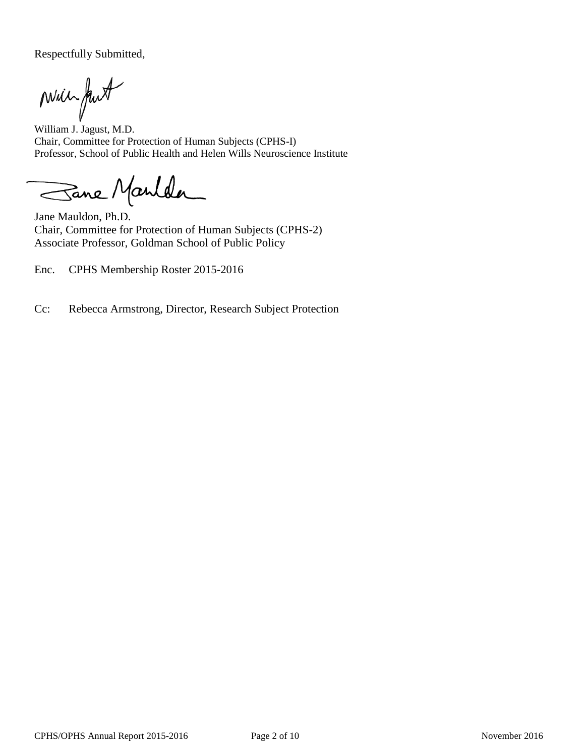Respectfully Submitted,

William J. Jagust, M.D.
Chair, Committee for Protection of Human Subjects (CPHS-I)
Professor, School of Public Health and Helen Wills Neuroscience Institute

Jane Mauldon, Ph.D.
Chair, Committee for Protection of Human Subjects (CPHS-2)
Associate Professor, Goldman School of Public Policy

Enc. CPHS Membership Roster 2015-2016

Cc: Rebecca Armstrong, Director, Research Subject Protection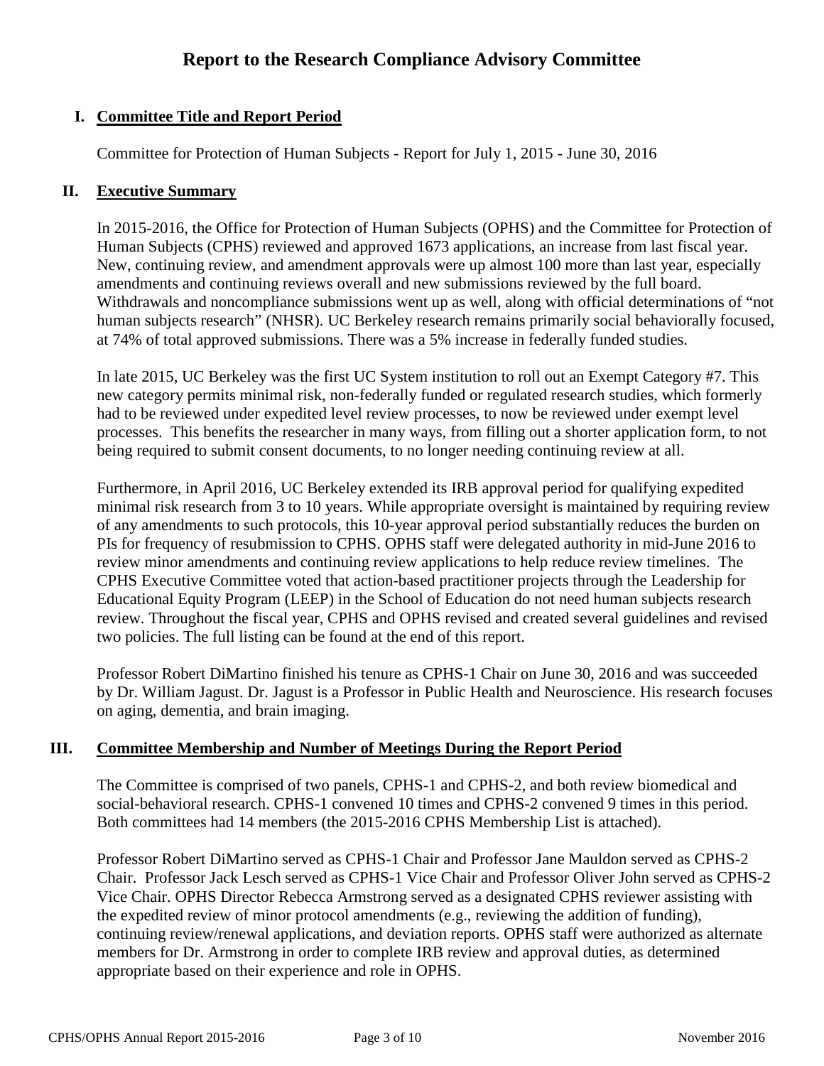# Report to the Research Compliance Advisory Committee

## I. Committee Title and Report Period

Committee for Protection of Human Subjects - Report for July 1, 2015 - June 30, 2016

## II. Executive Summary

In 2015-2016, the Office for Protection of Human Subjects (OPHS) and the Committee for Protection of Human Subjects (CPHS) reviewed and approved 1673 applications, an increase from last fiscal year. New, continuing review, and amendment approvals were up almost 100 more than last year, especially amendments and continuing reviews overall and new submissions reviewed by the full board. Withdrawals and noncompliance submissions went up as well, along with official determinations of "not human subjects research" (NHSR). UC Berkeley research remains primarily social behaviorally focused, at 74% of total approved submissions. There was a 5% increase in federally funded studies.

In late 2015, UC Berkeley was the first UC System institution to roll out an Exempt Category #7. This new category permits minimal risk, non-federally funded or regulated research studies, which formerly had to be reviewed under expedited level review processes, to now be reviewed under exempt level processes. This benefits the researcher in many ways, from filling out a shorter application form, to not being required to submit consent documents, to no longer needing continuing review at all.

Furthermore, in April 2016, UC Berkeley extended its IRB approval period for qualifying expedited minimal risk research from 3 to 10 years. While appropriate oversight is maintained by requiring review of any amendments to such protocols, this 10-year approval period substantially reduces the burden on PIs for frequency of resubmission to CPHS. OPHS staff were delegated authority in mid-June 2016 to review minor amendments and continuing review applications to help reduce review timelines. The CPHS Executive Committee voted that action-based practitioner projects through the Leadership for Educational Equity Program (LEEP) in the School of Education do not need human subjects research review. Throughout the fiscal year, CPHS and OPHS revised and created several guidelines and revised two policies. The full listing can be found at the end of this report.

Professor Robert DiMartino finished his tenure as CPHS-1 Chair on June 30, 2016 and was succeeded by Dr. William Jagust. Dr. Jagust is a Professor in Public Health and Neuroscience. His research focuses on aging, dementia, and brain imaging.

## III. Committee Membership and Number of Meetings During the Report Period

The Committee is comprised of two panels, CPHS-1 and CPHS-2, and both review biomedical and social-behavioral research. CPHS-1 convened 10 times and CPHS-2 convened 9 times in this period. Both committees had 14 members (the 2015-2016 CPHS Membership List is attached).

Professor Robert DiMartino served as CPHS-1 Chair and Professor Jane Mauldon served as CPHS-2 Chair. Professor Jack Lesch served as CPHS-1 Vice Chair and Professor Oliver John served as CPHS-2 Vice Chair. OPHS Director Rebecca Armstrong served as a designated CPHS reviewer assisting with the expedited review of minor protocol amendments (e.g., reviewing the addition of funding), continuing review/renewal applications, and deviation reports. OPHS staff were authorized as alternate members for Dr. Armstrong in order to complete IRB review and approval duties, as determined appropriate based on their experience and role in OPHS.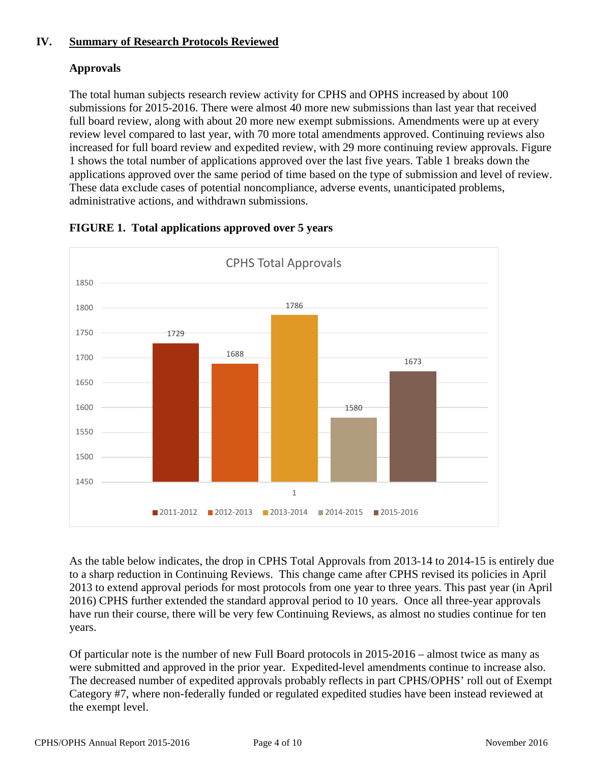## IV. Summary of Research Protocols Reviewed

### Approvals

The total human subjects research review activity for CPHS and OPHS increased by about 100 submissions for 2015-2016. There were almost 40 more new submissions than last year that received full board review, along with about 20 more new exempt submissions. Amendments were up at every review level compared to last year, with 70 more total amendments approved. Continuing reviews also increased for full board review and expedited review, with 29 more continuing review approvals. Figure 1 shows the total number of applications approved over the last five years. Table 1 breaks down the applications approved over the same period of time based on the type of submission and level of review. These data exclude cases of potential noncompliance, adverse events, unanticipated problems, administrative actions, and withdrawn submissions.

**FIGURE 1. Total applications approved over 5 years**

CPHS Total Approvals

| Year | Total Approvals |
|---|---|
| 2011-2012 | 1729 |
| 2012-2013 | 1688 |
| 2013-2014 | 1786 |
| 2014-2015 | 1580 |
| 2015-2016 | 1673 |

As the table below indicates, the drop in CPHS Total Approvals from 2013-14 to 2014-15 is entirely due to a sharp reduction in Continuing Reviews. This change came after CPHS revised its policies in April 2013 to extend approval periods for most protocols from one year to three years. This past year (in April 2016) CPHS further extended the standard approval period to 10 years. Once all three-year approvals have run their course, there will be very few Continuing Reviews, as almost no studies continue for ten years.

Of particular note is the number of new Full Board protocols in 2015-2016 – almost twice as many as were submitted and approved in the prior year. Expedited-level amendments continue to increase also. The decreased number of expedited approvals probably reflects in part CPHS/OPHS' roll out of Exempt Category #7, where non-federally funded or regulated expedited studies have been instead reviewed at the exempt level.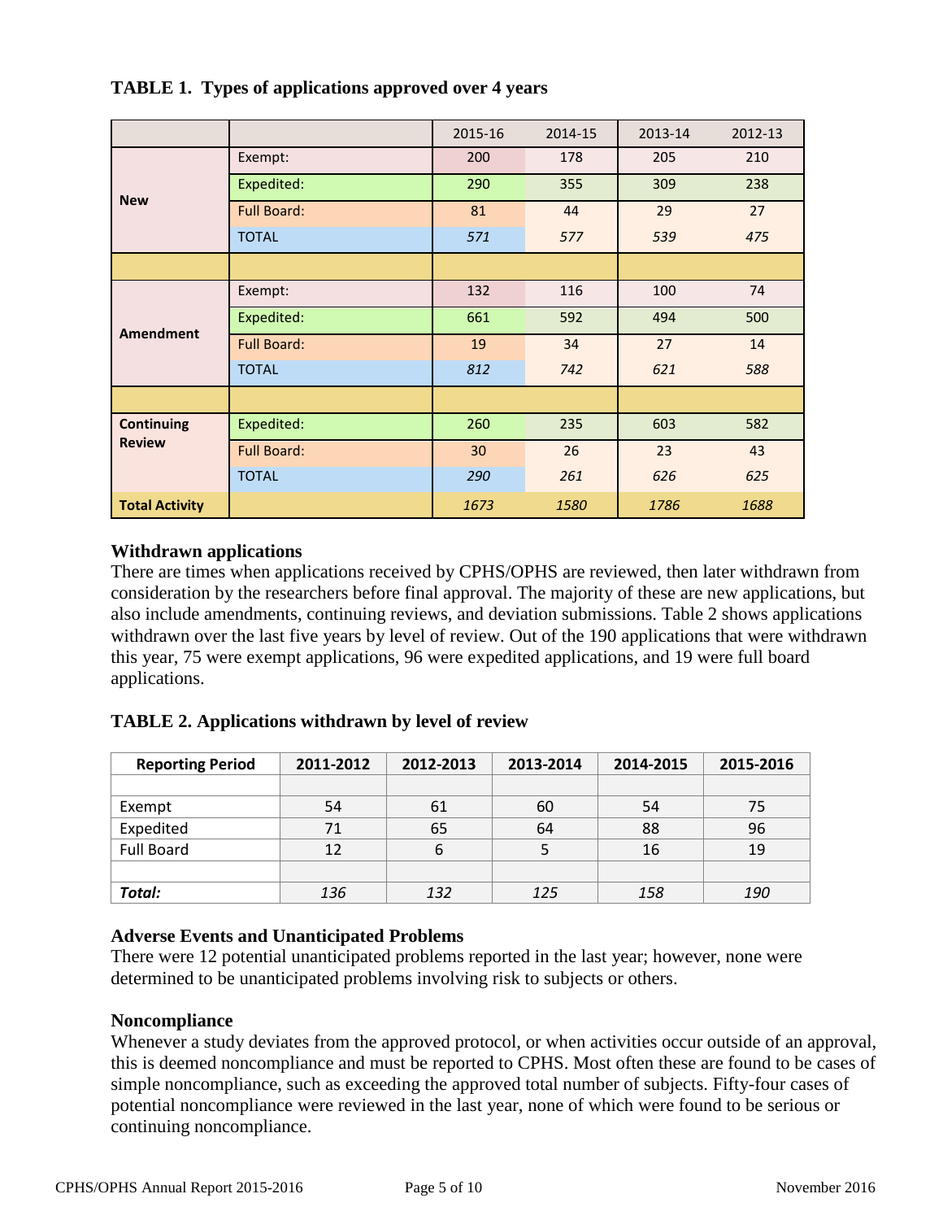**TABLE 1. Types of applications approved over 4 years**

| | | 2015-16 | 2014-15 | 2013-14 | 2012-13 |
|---|---|---|---|---|---|
| **New** | Exempt: | 200 | 178 | 205 | 210 |
| | Expedited: | 290 | 355 | 309 | 238 |
| | Full Board: | 81 | 44 | 29 | 27 |
| | TOTAL | *571* | *577* | *539* | *475* |
| | | | | | |
| **Amendment** | Exempt: | 132 | 116 | 100 | 74 |
| | Expedited: | 661 | 592 | 494 | 500 |
| | Full Board: | 19 | 34 | 27 | 14 |
| | TOTAL | *812* | *742* | *621* | *588* |
| | | | | | |
| **Continuing Review** | Expedited: | 260 | 235 | 603 | 582 |
| | Full Board: | 30 | 26 | 23 | 43 |
| | TOTAL | *290* | *261* | *626* | *625* |
| **Total Activity** | | *1673* | *1580* | *1786* | *1688* |

### Withdrawn applications

There are times when applications received by CPHS/OPHS are reviewed, then later withdrawn from consideration by the researchers before final approval. The majority of these are new applications, but also include amendments, continuing reviews, and deviation submissions. Table 2 shows applications withdrawn over the last five years by level of review. Out of the 190 applications that were withdrawn this year, 75 were exempt applications, 96 were expedited applications, and 19 were full board applications.

**TABLE 2. Applications withdrawn by level of review**

| Reporting Period | 2011-2012 | 2012-2013 | 2013-2014 | 2014-2015 | 2015-2016 |
|---|---|---|---|---|---|
| | | | | | |
| Exempt | 54 | 61 | 60 | 54 | 75 |
| Expedited | 71 | 65 | 64 | 88 | 96 |
| Full Board | 12 | 6 | 5 | 16 | 19 |
| | | | | | |
| ***Total:*** | *136* | *132* | *125* | *158* | *190* |

### Adverse Events and Unanticipated Problems

There were 12 potential unanticipated problems reported in the last year; however, none were determined to be unanticipated problems involving risk to subjects or others.

### Noncompliance

Whenever a study deviates from the approved protocol, or when activities occur outside of an approval, this is deemed noncompliance and must be reported to CPHS. Most often these are found to be cases of simple noncompliance, such as exceeding the approved total number of subjects. Fifty-four cases of potential noncompliance were reviewed in the last year, none of which were found to be serious or continuing noncompliance.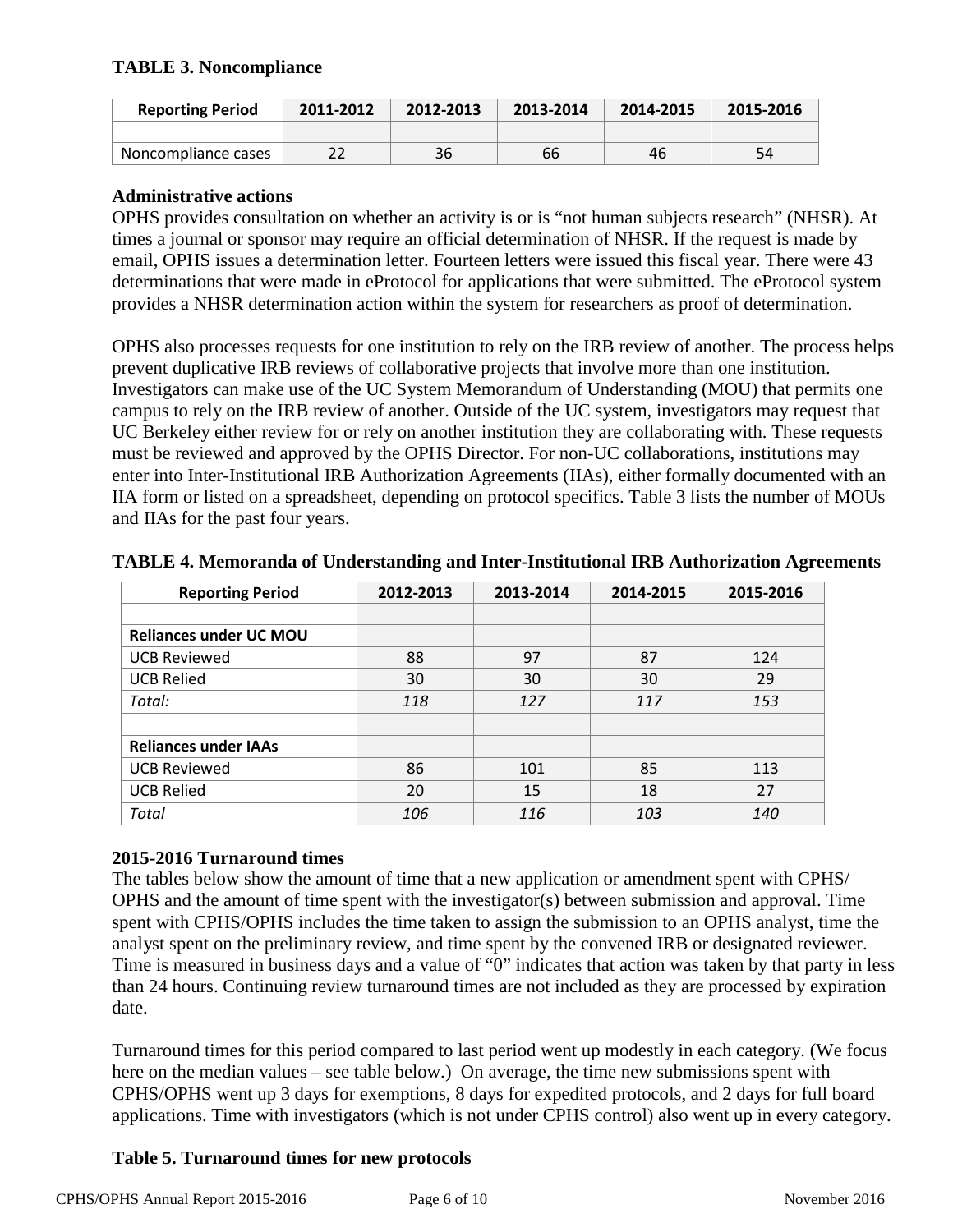**TABLE 3. Noncompliance**

| Reporting Period | 2011-2012 | 2012-2013 | 2013-2014 | 2014-2015 | 2015-2016 |
|---|---|---|---|---|---|
| | | | | | |
| Noncompliance cases | 22 | 36 | 66 | 46 | 54 |

**Administrative actions**

OPHS provides consultation on whether an activity is or is "not human subjects research" (NHSR). At times a journal or sponsor may require an official determination of NHSR. If the request is made by email, OPHS issues a determination letter. Fourteen letters were issued this fiscal year. There were 43 determinations that were made in eProtocol for applications that were submitted. The eProtocol system provides a NHSR determination action within the system for researchers as proof of determination.

OPHS also processes requests for one institution to rely on the IRB review of another. The process helps prevent duplicative IRB reviews of collaborative projects that involve more than one institution. Investigators can make use of the UC System Memorandum of Understanding (MOU) that permits one campus to rely on the IRB review of another. Outside of the UC system, investigators may request that UC Berkeley either review for or rely on another institution they are collaborating with. These requests must be reviewed and approved by the OPHS Director. For non-UC collaborations, institutions may enter into Inter-Institutional IRB Authorization Agreements (IIAs), either formally documented with an IIA form or listed on a spreadsheet, depending on protocol specifics. Table 3 lists the number of MOUs and IIAs for the past four years.

**TABLE 4. Memoranda of Understanding and Inter-Institutional IRB Authorization Agreements**

| Reporting Period | 2012-2013 | 2013-2014 | 2014-2015 | 2015-2016 |
|---|---|---|---|---|
| | | | | |
| **Reliances under UC MOU** | | | | |
| UCB Reviewed | 88 | 97 | 87 | 124 |
| UCB Relied | 30 | 30 | 30 | 29 |
| *Total:* | *118* | *127* | *117* | *153* |
| | | | | |
| **Reliances under IAAs** | | | | |
| UCB Reviewed | 86 | 101 | 85 | 113 |
| UCB Relied | 20 | 15 | 18 | 27 |
| *Total* | *106* | *116* | *103* | *140* |

**2015-2016 Turnaround times**

The tables below show the amount of time that a new application or amendment spent with CPHS/ OPHS and the amount of time spent with the investigator(s) between submission and approval. Time spent with CPHS/OPHS includes the time taken to assign the submission to an OPHS analyst, time the analyst spent on the preliminary review, and time spent by the convened IRB or designated reviewer. Time is measured in business days and a value of "0" indicates that action was taken by that party in less than 24 hours. Continuing review turnaround times are not included as they are processed by expiration date.

Turnaround times for this period compared to last period went up modestly in each category. (We focus here on the median values – see table below.) On average, the time new submissions spent with CPHS/OPHS went up 3 days for exemptions, 8 days for expedited protocols, and 2 days for full board applications. Time with investigators (which is not under CPHS control) also went up in every category.

**Table 5. Turnaround times for new protocols**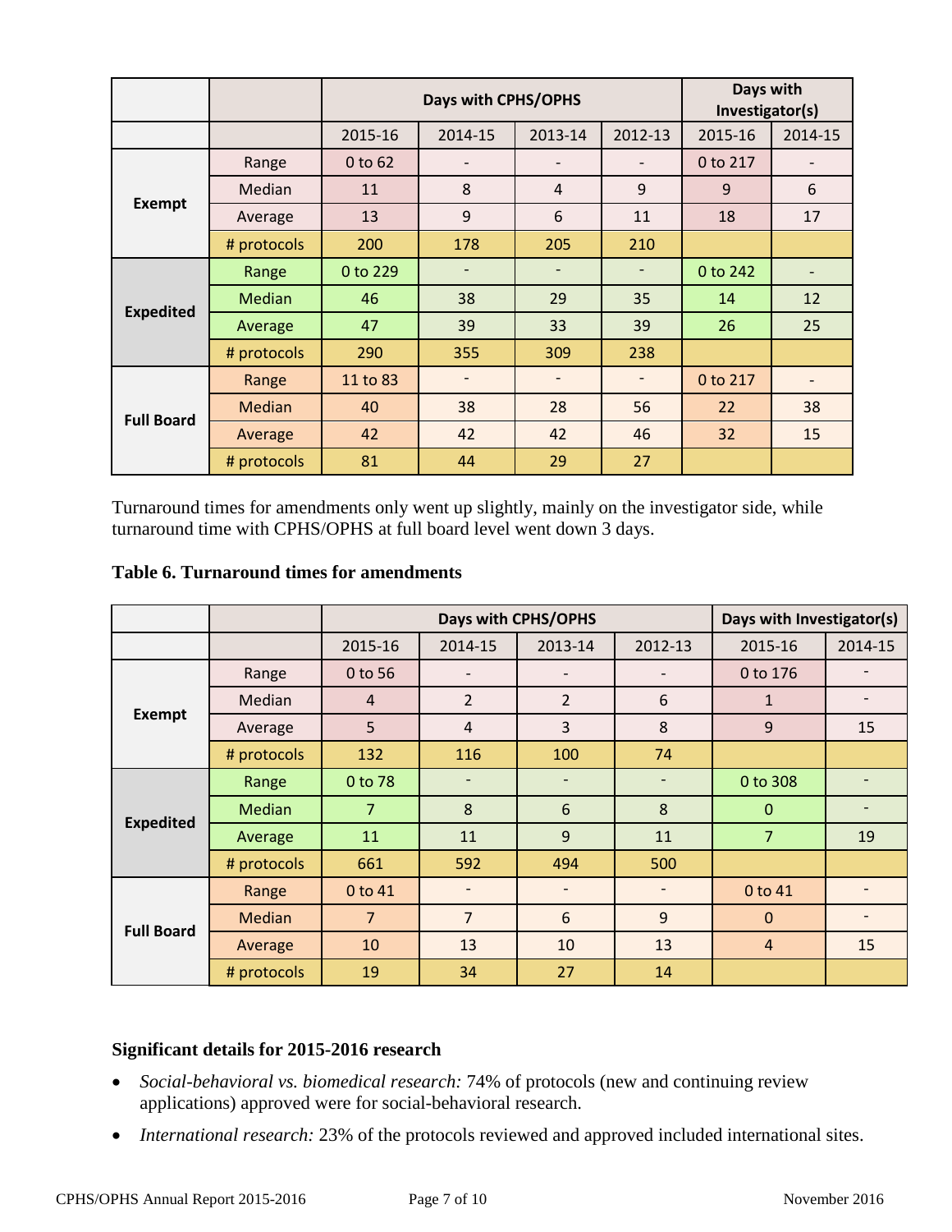| | | Days with CPHS/OPHS | | | | Days with Investigator(s) | |
|---|---|---|---|---|---|---|---|
| | | 2015-16 | 2014-15 | 2013-14 | 2012-13 | 2015-16 | 2014-15 |
| **Exempt** | Range | 0 to 62 | - | - | - | 0 to 217 | - |
| | Median | 11 | 8 | 4 | 9 | 9 | 6 |
| | Average | 13 | 9 | 6 | 11 | 18 | 17 |
| | # protocols | 200 | 178 | 205 | 210 | | |
| **Expedited** | Range | 0 to 229 | - | - | - | 0 to 242 | - |
| | Median | 46 | 38 | 29 | 35 | 14 | 12 |
| | Average | 47 | 39 | 33 | 39 | 26 | 25 |
| | # protocols | 290 | 355 | 309 | 238 | | |
| **Full Board** | Range | 11 to 83 | - | - | - | 0 to 217 | - |
| | Median | 40 | 38 | 28 | 56 | 22 | 38 |
| | Average | 42 | 42 | 42 | 46 | 32 | 15 |
| | # protocols | 81 | 44 | 29 | 27 | | |

Turnaround times for amendments only went up slightly, mainly on the investigator side, while turnaround time with CPHS/OPHS at full board level went down 3 days.

**Table 6. Turnaround times for amendments**

| | | Days with CPHS/OPHS | | | | Days with Investigator(s) | |
|---|---|---|---|---|---|---|---|
| | | 2015-16 | 2014-15 | 2013-14 | 2012-13 | 2015-16 | 2014-15 |
| **Exempt** | Range | 0 to 56 | - | - | - | 0 to 176 | - |
| | Median | 4 | 2 | 2 | 6 | 1 | - |
| | Average | 5 | 4 | 3 | 8 | 9 | 15 |
| | # protocols | 132 | 116 | 100 | 74 | | |
| **Expedited** | Range | 0 to 78 | - | - | - | 0 to 308 | - |
| | Median | 7 | 8 | 6 | 8 | 0 | - |
| | Average | 11 | 11 | 9 | 11 | 7 | 19 |
| | # protocols | 661 | 592 | 494 | 500 | | |
| **Full Board** | Range | 0 to 41 | - | - | - | 0 to 41 | - |
| | Median | 7 | 7 | 6 | 9 | 0 | - |
| | Average | 10 | 13 | 10 | 13 | 4 | 15 |
| | # protocols | 19 | 34 | 27 | 14 | | |

### Significant details for 2015-2016 research

- *Social-behavioral vs. biomedical research:* 74% of protocols (new and continuing review applications) approved were for social-behavioral research.
- *International research:* 23% of the protocols reviewed and approved included international sites.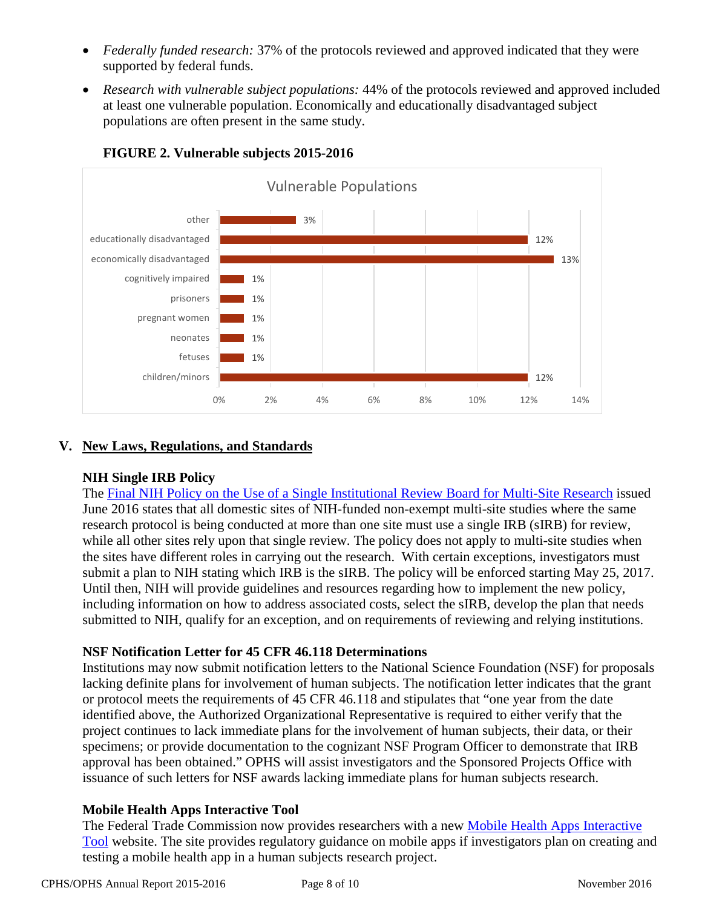- *Federally funded research:* 37% of the protocols reviewed and approved indicated that they were supported by federal funds.
- *Research with vulnerable subject populations:* 44% of the protocols reviewed and approved included at least one vulnerable population. Economically and educationally disadvantaged subject populations are often present in the same study.

**FIGURE 2. Vulnerable subjects 2015-2016**

Vulnerable Populations

| Population | Percentage |
|---|---|
| other | 3% |
| educationally disadvantaged | 12% |
| economically disadvantaged | 13% |
| cognitively impaired | 1% |
| prisoners | 1% |
| pregnant women | 1% |
| neonates | 1% |
| fetuses | 1% |
| children/minors | 12% |

## V. New Laws, Regulations, and Standards

### NIH Single IRB Policy

The Final NIH Policy on the Use of a Single Institutional Review Board for Multi-Site Research issued June 2016 states that all domestic sites of NIH-funded non-exempt multi-site studies where the same research protocol is being conducted at more than one site must use a single IRB (sIRB) for review, while all other sites rely upon that single review. The policy does not apply to multi-site studies when the sites have different roles in carrying out the research. With certain exceptions, investigators must submit a plan to NIH stating which IRB is the sIRB. The policy will be enforced starting May 25, 2017. Until then, NIH will provide guidelines and resources regarding how to implement the new policy, including information on how to address associated costs, select the sIRB, develop the plan that needs submitted to NIH, qualify for an exception, and on requirements of reviewing and relying institutions.

### NSF Notification Letter for 45 CFR 46.118 Determinations

Institutions may now submit notification letters to the National Science Foundation (NSF) for proposals lacking definite plans for involvement of human subjects. The notification letter indicates that the grant or protocol meets the requirements of 45 CFR 46.118 and stipulates that "one year from the date identified above, the Authorized Organizational Representative is required to either verify that the project continues to lack immediate plans for the involvement of human subjects, their data, or their specimens; or provide documentation to the cognizant NSF Program Officer to demonstrate that IRB approval has been obtained." OPHS will assist investigators and the Sponsored Projects Office with issuance of such letters for NSF awards lacking immediate plans for human subjects research.

### Mobile Health Apps Interactive Tool

The Federal Trade Commission now provides researchers with a new Mobile Health Apps Interactive Tool website. The site provides regulatory guidance on mobile apps if investigators plan on creating and testing a mobile health app in a human subjects research project.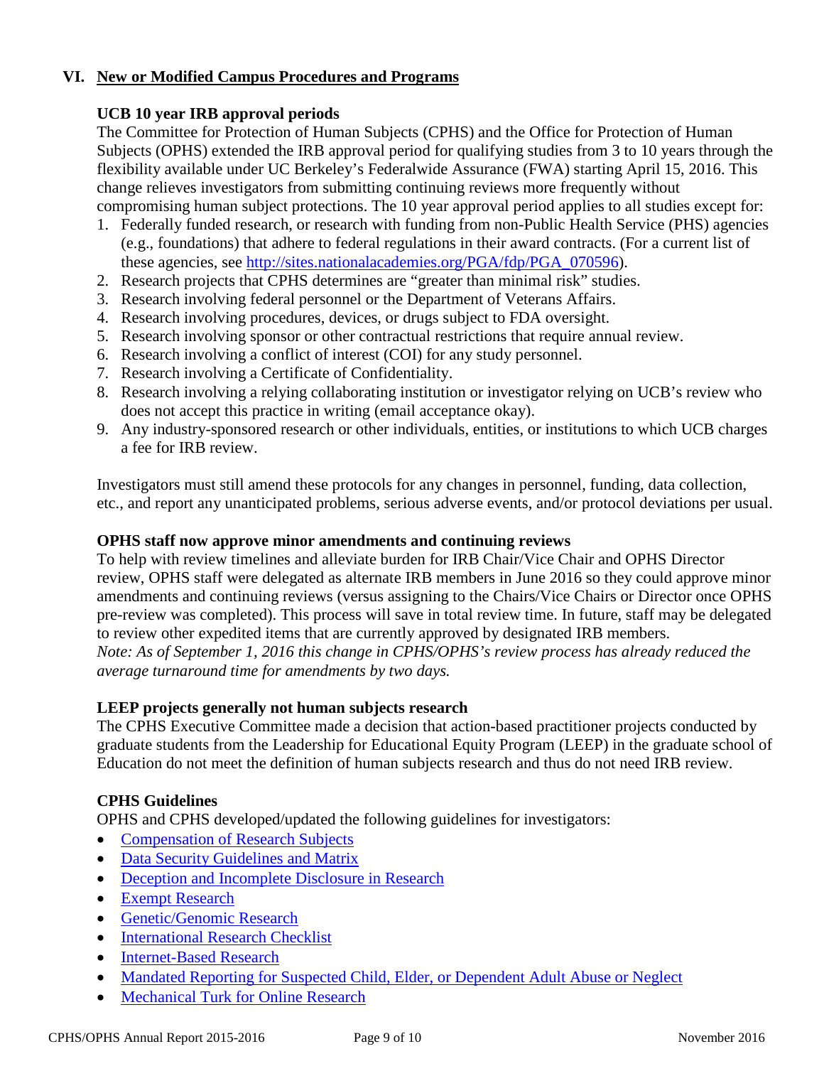## VI. New or Modified Campus Procedures and Programs

### UCB 10 year IRB approval periods

The Committee for Protection of Human Subjects (CPHS) and the Office for Protection of Human Subjects (OPHS) extended the IRB approval period for qualifying studies from 3 to 10 years through the flexibility available under UC Berkeley's Federalwide Assurance (FWA) starting April 15, 2016. This change relieves investigators from submitting continuing reviews more frequently without compromising human subject protections. The 10 year approval period applies to all studies except for:

1. Federally funded research, or research with funding from non-Public Health Service (PHS) agencies (e.g., foundations) that adhere to federal regulations in their award contracts. (For a current list of these agencies, see [http://sites.nationalacademies.org/PGA/fdp/PGA_070596](http://sites.nationalacademies.org/PGA/fdp/PGA_070596)).
2. Research projects that CPHS determines are "greater than minimal risk" studies.
3. Research involving federal personnel or the Department of Veterans Affairs.
4. Research involving procedures, devices, or drugs subject to FDA oversight.
5. Research involving sponsor or other contractual restrictions that require annual review.
6. Research involving a conflict of interest (COI) for any study personnel.
7. Research involving a Certificate of Confidentiality.
8. Research involving a relying collaborating institution or investigator relying on UCB's review who does not accept this practice in writing (email acceptance okay).
9. Any industry-sponsored research or other individuals, entities, or institutions to which UCB charges a fee for IRB review.

Investigators must still amend these protocols for any changes in personnel, funding, data collection, etc., and report any unanticipated problems, serious adverse events, and/or protocol deviations per usual.

### OPHS staff now approve minor amendments and continuing reviews

To help with review timelines and alleviate burden for IRB Chair/Vice Chair and OPHS Director review, OPHS staff were delegated as alternate IRB members in June 2016 so they could approve minor amendments and continuing reviews (versus assigning to the Chairs/Vice Chairs or Director once OPHS pre-review was completed). This process will save in total review time. In future, staff may be delegated to review other expedited items that are currently approved by designated IRB members.
*Note: As of September 1, 2016 this change in CPHS/OPHS's review process has already reduced the average turnaround time for amendments by two days.*

### LEEP projects generally not human subjects research

The CPHS Executive Committee made a decision that action-based practitioner projects conducted by graduate students from the Leadership for Educational Equity Program (LEEP) in the graduate school of Education do not meet the definition of human subjects research and thus do not need IRB review.

### CPHS Guidelines

OPHS and CPHS developed/updated the following guidelines for investigators:

- Compensation of Research Subjects
- Data Security Guidelines and Matrix
- Deception and Incomplete Disclosure in Research
- Exempt Research
- Genetic/Genomic Research
- International Research Checklist
- Internet-Based Research
- Mandated Reporting for Suspected Child, Elder, or Dependent Adult Abuse or Neglect
- Mechanical Turk for Online Research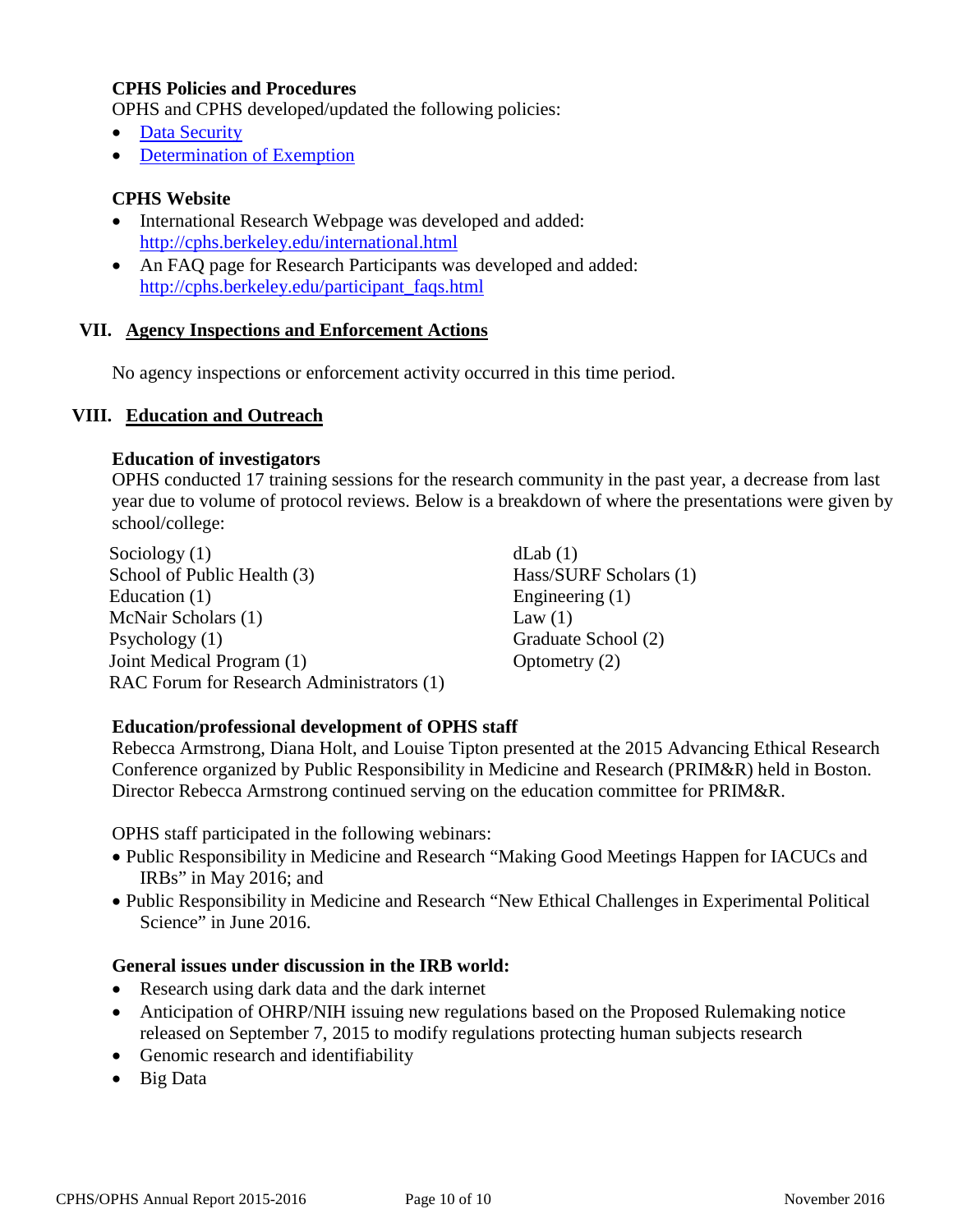**CPHS Policies and Procedures**

OPHS and CPHS developed/updated the following policies:

- [Data Security]
- [Determination of Exemption]

**CPHS Website**

- International Research Webpage was developed and added: http://cphs.berkeley.edu/international.html
- An FAQ page for Research Participants was developed and added: http://cphs.berkeley.edu/participant_faqs.html

## VII. Agency Inspections and Enforcement Actions

No agency inspections or enforcement activity occurred in this time period.

## VIII. Education and Outreach

**Education of investigators**

OPHS conducted 17 training sessions for the research community in the past year, a decrease from last year due to volume of protocol reviews. Below is a breakdown of where the presentations were given by school/college:

Sociology (1)
School of Public Health (3)
Education (1)
McNair Scholars (1)
Psychology (1)
Joint Medical Program (1)
RAC Forum for Research Administrators (1)
dLab (1)
Hass/SURF Scholars (1)
Engineering (1)
Law (1)
Graduate School (2)
Optometry (2)

**Education/professional development of OPHS staff**

Rebecca Armstrong, Diana Holt, and Louise Tipton presented at the 2015 Advancing Ethical Research Conference organized by Public Responsibility in Medicine and Research (PRIM&R) held in Boston. Director Rebecca Armstrong continued serving on the education committee for PRIM&R.

OPHS staff participated in the following webinars:

- Public Responsibility in Medicine and Research "Making Good Meetings Happen for IACUCs and IRBs" in May 2016; and
- Public Responsibility in Medicine and Research "New Ethical Challenges in Experimental Political Science" in June 2016.

**General issues under discussion in the IRB world:**

- Research using dark data and the dark internet
- Anticipation of OHRP/NIH issuing new regulations based on the Proposed Rulemaking notice released on September 7, 2015 to modify regulations protecting human subjects research
- Genomic research and identifiability
- Big Data